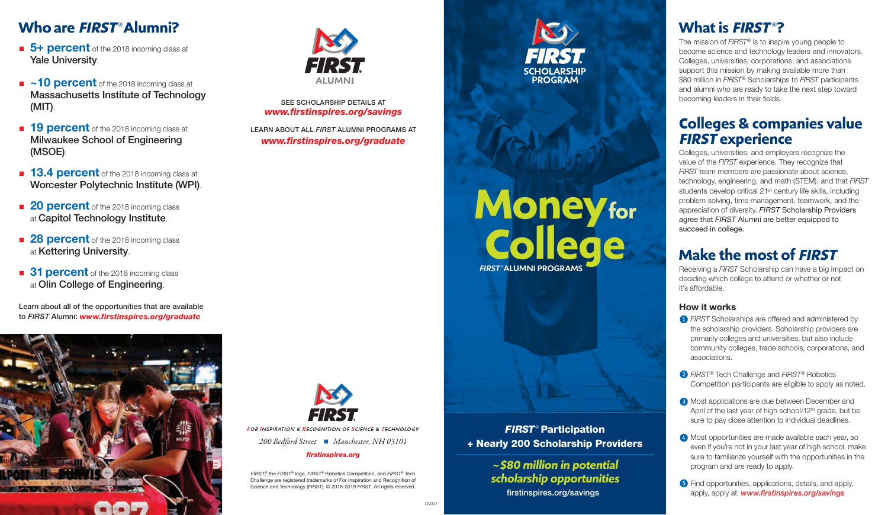## Who are *FIRST*® Alumni?

- **5+ percent** of the 2018 incoming class at Yale University.
- **~10 percent** of the 2018 incoming class at Massachusetts Institute of Technology (MIT).
- **19 percent** of the 2018 incoming class at Milwaukee School of Engineering (MSOE).
- **13.4 percent** of the 2018 incoming class at Worcester Polytechnic Institute (WPI).
- **20 percent** of the 2018 incoming class at Capitol Technology Institute.
- **28 percent** of the 2018 incoming class at Kettering University.
- **31 percent** of the 2018 incoming class at Olin College of Engineering.

Learn about all of the opportunities that are available to *FIRST* Alumni: ***www.firstinspires.org/graduate***

*FIRST* ALUMNI

SEE SCHOLARSHIP DETAILS AT
***www.firstinspires.org/savings***

LEARN ABOUT ALL *FIRST* ALUMNI PROGRAMS AT
***www.firstinspires.org/graduate***

*FIRST*

For Inspiration & Recognition of Science & Technology

*200 Bedford Street ■ Manchester, NH 03101*

***firstinspires.org***

*FIRST*®, the *FIRST*® logo, *FIRST*® Robotics Competition, and *FIRST*® Tech Challenge are registered trademarks of For Inspiration and Recognition of Science and Technology (*FIRST*). © 2018-2019 *FIRST*. All rights reserved.

DV001

*FIRST*
SCHOLARSHIP PROGRAM

# Money for College

*FIRST*® ALUMNI PROGRAMS

***FIRST*® Participation**
**+ Nearly 200 Scholarship Providers**

***~$80 million in potential scholarship opportunities***

firstinspires.org/savings

## What is *FIRST*®?

The mission of *FIRST*® is to inspire young people to become science and technology leaders and innovators. Colleges, universities, corporations, and associations support this mission by making available more than $80 million in *FIRST*® Scholarships to *FIRST* participants and alumni who are ready to take the next step toward becoming leaders in their fields.

## Colleges & companies value *FIRST* experience

Colleges, universities, and employers recognize the value of the *FIRST* experience. They recognize that *FIRST* team members are passionate about science, technology, engineering, and math (STEM), and that *FIRST* students develop critical 21st century life skills, including problem solving, time management, teamwork, and the appreciation of diversity. *FIRST* Scholarship Providers agree that *FIRST* Alumni are better equipped to succeed in college.

## Make the most of *FIRST*

Receiving a *FIRST* Scholarship can have a big impact on deciding which college to attend or whether or not it's affordable.

### How it works

1. *FIRST* Scholarships are offered and administered by the scholarship providers. Scholarship providers are primarily colleges and universities, but also include community colleges, trade schools, corporations, and associations.
2. *FIRST*® Tech Challenge and *FIRST*® Robotics Competition participants are eligible to apply as noted.
3. Most applications are due between December and April of the last year of high school/12th grade, but be sure to pay close attention to individual deadlines.
4. Most opportunities are made available each year, so even if you're not in your last year of high school, make sure to familiarize yourself with the opportunities in the program and are ready to apply.
5. Find opportunities, applications, details, and apply, apply, apply at: ***www.firstinspires.org/savings***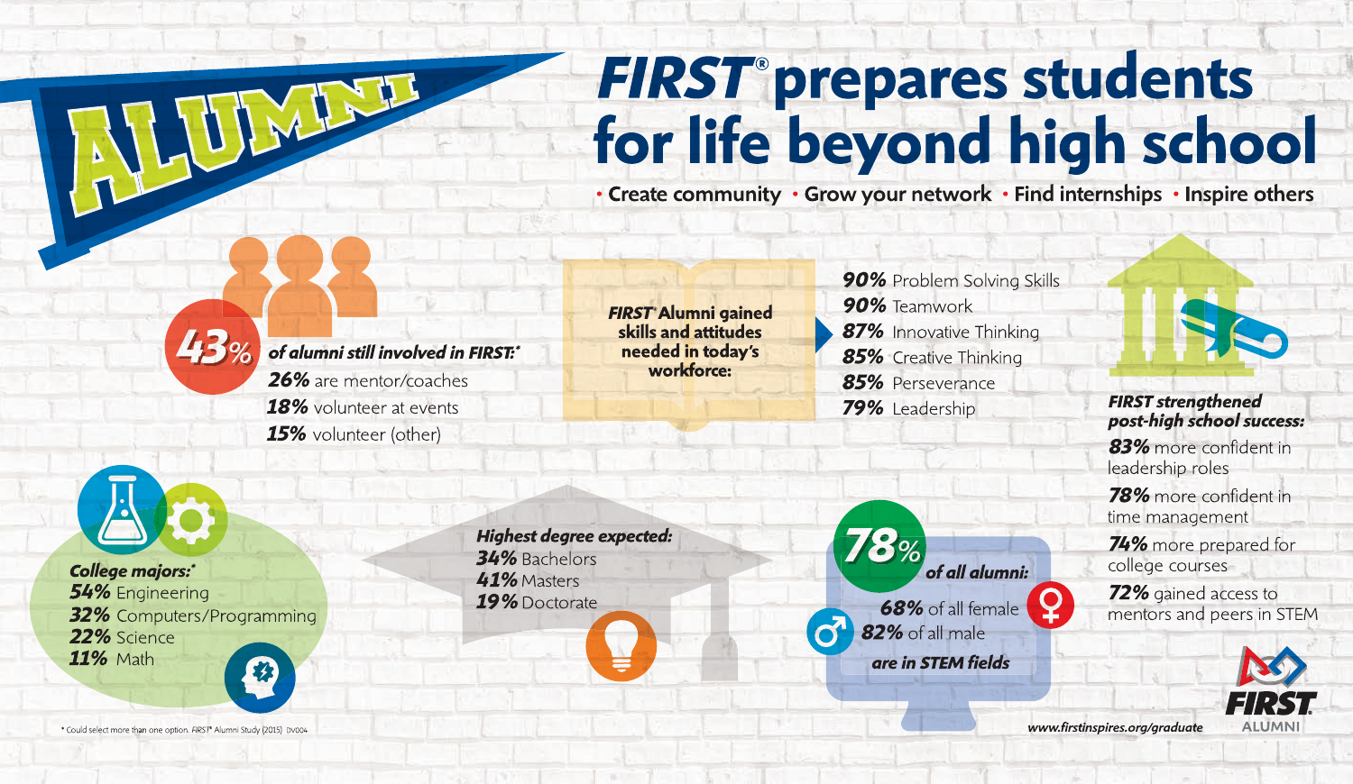# ALUMNI

# FIRST® prepares students for life beyond high school

• Create community • Grow your network • Find internships • Inspire others

**43%** *of alumni still involved in FIRST:**

**26%** are mentor/coaches
**18%** volunteer at events
**15%** volunteer (other)

**FIRST® Alumni gained skills and attitudes needed in today's workforce:**

**90%** Problem Solving Skills
**90%** Teamwork
**87%** Innovative Thinking
**85%** Creative Thinking
**85%** Perseverance
**79%** Leadership

***FIRST strengthened post-high school success:***

**83%** more confident in leadership roles
**78%** more confident in time management
**74%** more prepared for college courses
**72%** gained access to mentors and peers in STEM

***College majors:****

**54%** Engineering
**32%** Computers/Programming
**22%** Science
**11%** Math

***Highest degree expected:***

**34%** Bachelors
**41%** Masters
**19%** Doctorate

**78%** ***of all alumni:***

**68%** of all female
**82%** of all male
***are in STEM fields***

\* Could select more than one option. FIRST® Alumni Study (2015) DV004

www.firstinspires.org/graduate

FIRST ALUMNI